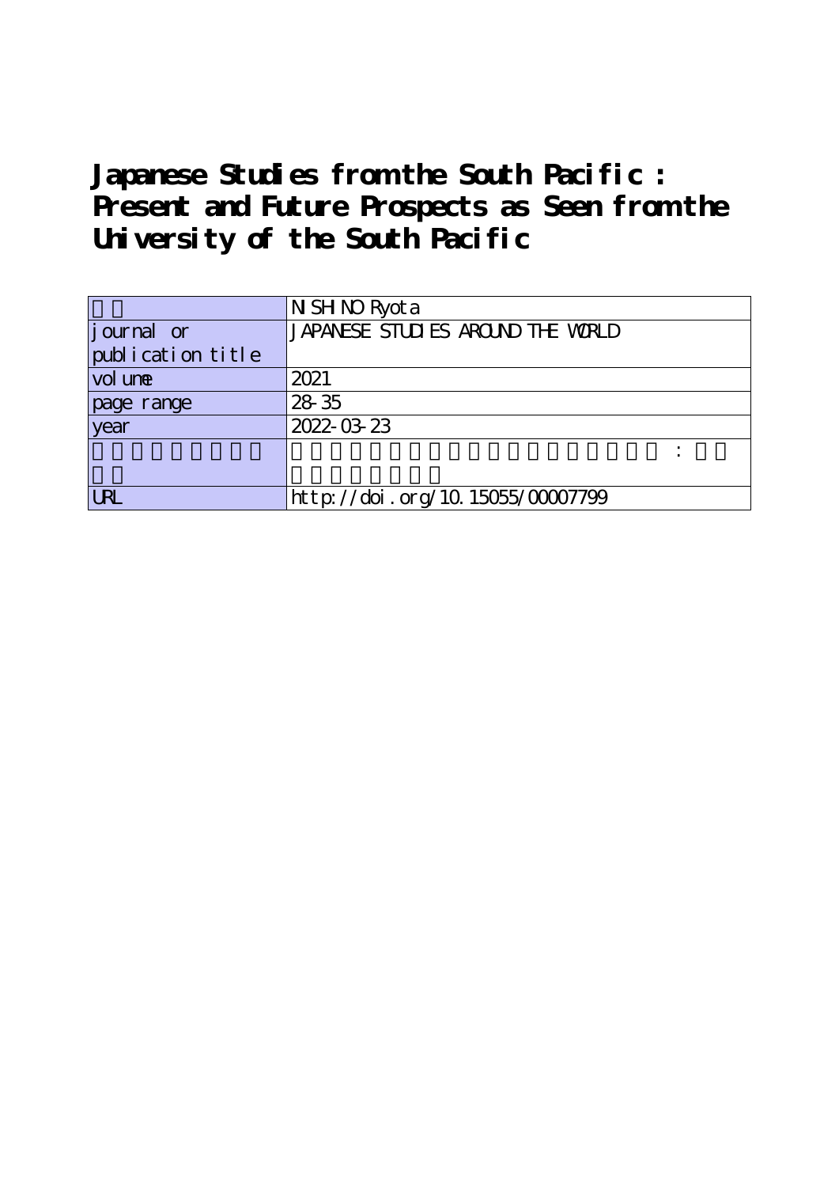# Japanese Studies from the South Pacific : Present and Future Prospects as Seen from the University of the South Pacific

| | |
|---|---|
| | NISHINO Ryota |
| journal or publication title | JAPANESE STUDIES AROUND THE WORLD |
| volume | 2021 |
| page range | 28-35 |
| year | 2022-03-23 |
| | : |
| URL | http://doi.org/10.15055/00007799 |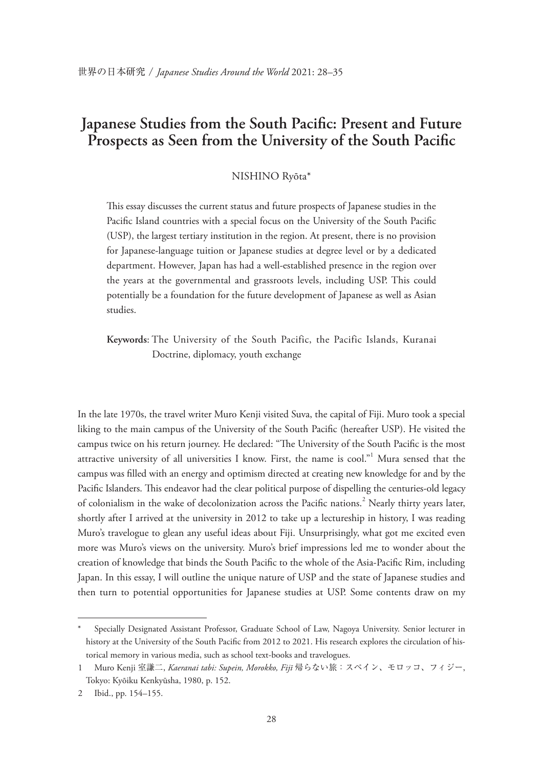# Japanese Studies from the South Pacific: Present and Future Prospects as Seen from the University of the South Pacific

NISHINO Ryōta*

This essay discusses the current status and future prospects of Japanese studies in the Pacific Island countries with a special focus on the University of the South Pacific (USP), the largest tertiary institution in the region. At present, there is no provision for Japanese-language tuition or Japanese studies at degree level or by a dedicated department. However, Japan has had a well-established presence in the region over the years at the governmental and grassroots levels, including USP. This could potentially be a foundation for the future development of Japanese as well as Asian studies.

**Keywords**: The University of the South Pacific, the Pacific Islands, Kuranai Doctrine, diplomacy, youth exchange

In the late 1970s, the travel writer Muro Kenji visited Suva, the capital of Fiji. Muro took a special liking to the main campus of the University of the South Pacific (hereafter USP). He visited the campus twice on his return journey. He declared: "The University of the South Pacific is the most attractive university of all universities I know. First, the name is cool."[1] Mura sensed that the campus was filled with an energy and optimism directed at creating new knowledge for and by the Pacific Islanders. This endeavor had the clear political purpose of dispelling the centuries-old legacy of colonialism in the wake of decolonization across the Pacific nations.[2] Nearly thirty years later, shortly after I arrived at the university in 2012 to take up a lectureship in history, I was reading Muro's travelogue to glean any useful ideas about Fiji. Unsurprisingly, what got me excited even more was Muro's views on the university. Muro's brief impressions led me to wonder about the creation of knowledge that binds the South Pacific to the whole of the Asia-Pacific Rim, including Japan. In this essay, I will outline the unique nature of USP and the state of Japanese studies and then turn to potential opportunities for Japanese studies at USP. Some contents draw on my

---

\* Specially Designated Assistant Professor, Graduate School of Law, Nagoya University. Senior lecturer in history at the University of the South Pacific from 2012 to 2021. His research explores the circulation of historical memory in various media, such as school text-books and travelogues.

1 Muro Kenji 室謙二, *Kaeranai tabi: Supein, Morokko, Fijī* 帰らない旅：スペイン、モロッコ、フィジー, Tokyo: Kyōiku Kenkyūsha, 1980, p. 152.

2 Ibid., pp. 154–155.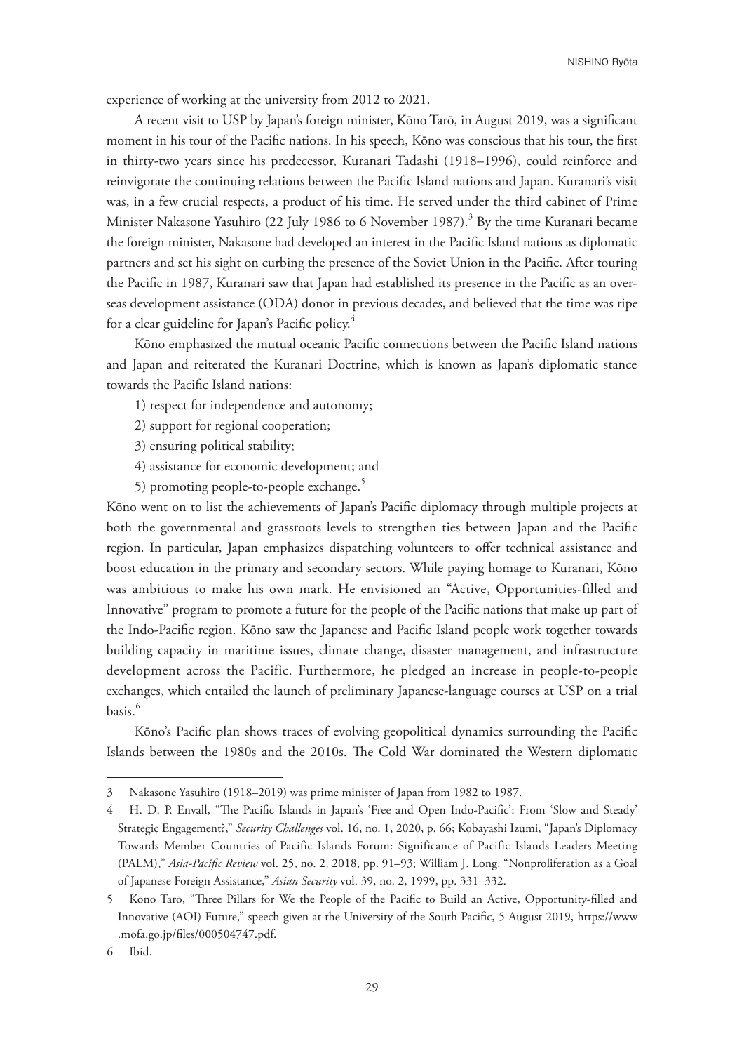experience of working at the university from 2012 to 2021.

A recent visit to USP by Japan's foreign minister, Kōno Tarō, in August 2019, was a significant moment in his tour of the Pacific nations. In his speech, Kōno was conscious that his tour, the first in thirty-two years since his predecessor, Kuranari Tadashi (1918–1996), could reinforce and reinvigorate the continuing relations between the Pacific Island nations and Japan. Kuranari's visit was, in a few crucial respects, a product of his time. He served under the third cabinet of Prime Minister Nakasone Yasuhiro (22 July 1986 to 6 November 1987).[3] By the time Kuranari became the foreign minister, Nakasone had developed an interest in the Pacific Island nations as diplomatic partners and set his sight on curbing the presence of the Soviet Union in the Pacific. After touring the Pacific in 1987, Kuranari saw that Japan had established its presence in the Pacific as an overseas development assistance (ODA) donor in previous decades, and believed that the time was ripe for a clear guideline for Japan's Pacific policy.[4]

Kōno emphasized the mutual oceanic Pacific connections between the Pacific Island nations and Japan and reiterated the Kuranari Doctrine, which is known as Japan's diplomatic stance towards the Pacific Island nations:

1) respect for independence and autonomy;
2) support for regional cooperation;
3) ensuring political stability;
4) assistance for economic development; and
5) promoting people-to-people exchange.[5]

Kōno went on to list the achievements of Japan's Pacific diplomacy through multiple projects at both the governmental and grassroots levels to strengthen ties between Japan and the Pacific region. In particular, Japan emphasizes dispatching volunteers to offer technical assistance and boost education in the primary and secondary sectors. While paying homage to Kuranari, Kōno was ambitious to make his own mark. He envisioned an "Active, Opportunities-filled and Innovative" program to promote a future for the people of the Pacific nations that make up part of the Indo-Pacific region. Kōno saw the Japanese and Pacific Island people work together towards building capacity in maritime issues, climate change, disaster management, and infrastructure development across the Pacific. Furthermore, he pledged an increase in people-to-people exchanges, which entailed the launch of preliminary Japanese-language courses at USP on a trial basis.[6]

Kōno's Pacific plan shows traces of evolving geopolitical dynamics surrounding the Pacific Islands between the 1980s and the 2010s. The Cold War dominated the Western diplomatic

---

3 Nakasone Yasuhiro (1918–2019) was prime minister of Japan from 1982 to 1987.

4 H. D. P. Envall, "The Pacific Islands in Japan's 'Free and Open Indo-Pacific': From 'Slow and Steady' Strategic Engagement?," *Security Challenges* vol. 16, no. 1, 2020, p. 66; Kobayashi Izumi, "Japan's Diplomacy Towards Member Countries of Pacific Islands Forum: Significance of Pacific Islands Leaders Meeting (PALM)," *Asia-Pacific Review* vol. 25, no. 2, 2018, pp. 91–93; William J. Long, "Nonproliferation as a Goal of Japanese Foreign Assistance," *Asian Security* vol. 39, no. 2, 1999, pp. 331–332.

5 Kōno Tarō, "Three Pillars for We the People of the Pacific to Build an Active, Opportunity-filled and Innovative (AOI) Future," speech given at the University of the South Pacific, 5 August 2019, https://www.mofa.go.jp/files/000504747.pdf.

6 Ibid.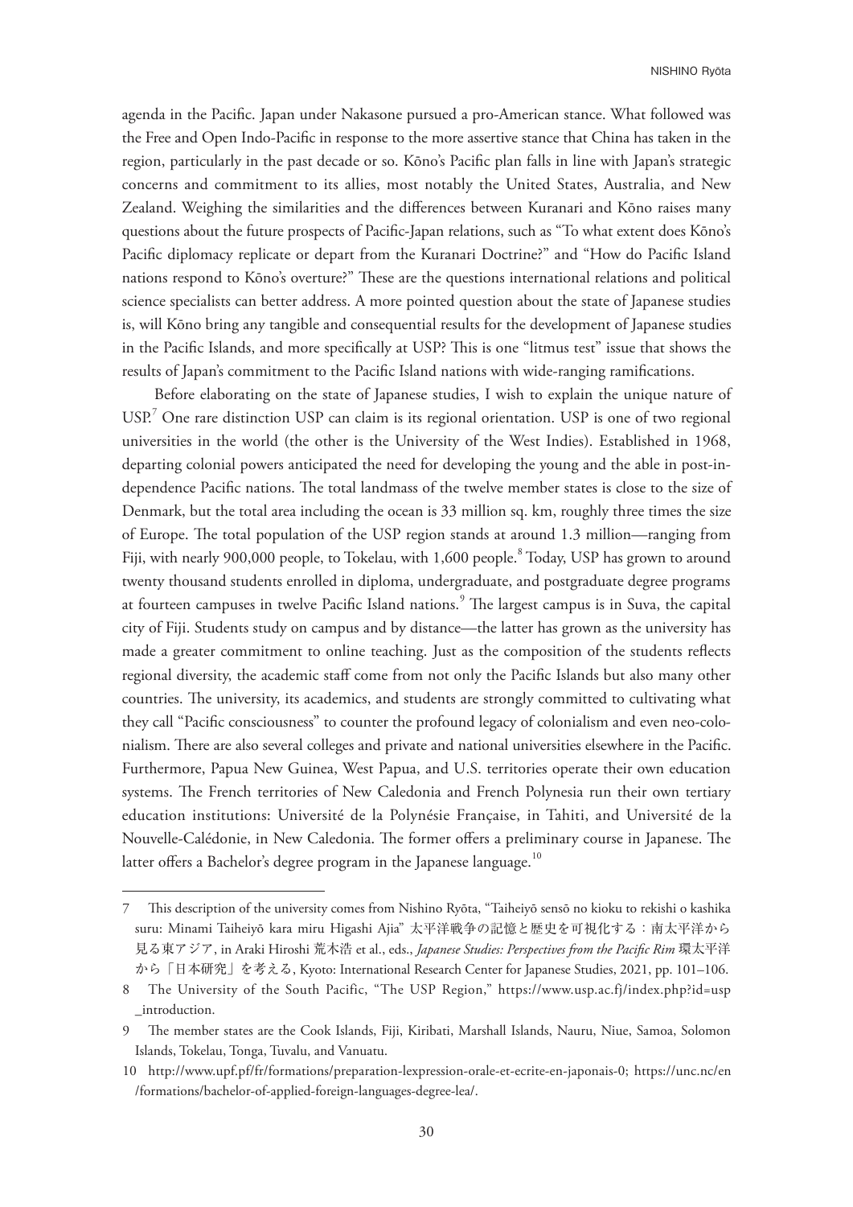agenda in the Pacific. Japan under Nakasone pursued a pro-American stance. What followed was the Free and Open Indo-Pacific in response to the more assertive stance that China has taken in the region, particularly in the past decade or so. Kōno's Pacific plan falls in line with Japan's strategic concerns and commitment to its allies, most notably the United States, Australia, and New Zealand. Weighing the similarities and the differences between Kuranari and Kōno raises many questions about the future prospects of Pacific-Japan relations, such as "To what extent does Kōno's Pacific diplomacy replicate or depart from the Kuranari Doctrine?" and "How do Pacific Island nations respond to Kōno's overture?" These are the questions international relations and political science specialists can better address. A more pointed question about the state of Japanese studies is, will Kōno bring any tangible and consequential results for the development of Japanese studies in the Pacific Islands, and more specifically at USP? This is one "litmus test" issue that shows the results of Japan's commitment to the Pacific Island nations with wide-ranging ramifications.

Before elaborating on the state of Japanese studies, I wish to explain the unique nature of USP.[7] One rare distinction USP can claim is its regional orientation. USP is one of two regional universities in the world (the other is the University of the West Indies). Established in 1968, departing colonial powers anticipated the need for developing the young and the able in post-independence Pacific nations. The total landmass of the twelve member states is close to the size of Denmark, but the total area including the ocean is 33 million sq. km, roughly three times the size of Europe. The total population of the USP region stands at around 1.3 million—ranging from Fiji, with nearly 900,000 people, to Tokelau, with 1,600 people.[8] Today, USP has grown to around twenty thousand students enrolled in diploma, undergraduate, and postgraduate degree programs at fourteen campuses in twelve Pacific Island nations.[9] The largest campus is in Suva, the capital city of Fiji. Students study on campus and by distance—the latter has grown as the university has made a greater commitment to online teaching. Just as the composition of the students reflects regional diversity, the academic staff come from not only the Pacific Islands but also many other countries. The university, its academics, and students are strongly committed to cultivating what they call "Pacific consciousness" to counter the profound legacy of colonialism and even neo-colonialism. There are also several colleges and private and national universities elsewhere in the Pacific. Furthermore, Papua New Guinea, West Papua, and U.S. territories operate their own education systems. The French territories of New Caledonia and French Polynesia run their own tertiary education institutions: Université de la Polynésie Française, in Tahiti, and Université de la Nouvelle-Calédonie, in New Caledonia. The former offers a preliminary course in Japanese. The latter offers a Bachelor's degree program in the Japanese language.[10]

---

7 This description of the university comes from Nishino Ryōta, "Taiheiyō sensō no kioku to rekishi o kashika suru: Minami Taiheiyō kara miru Higashi Ajia" 太平洋戦争の記憶と歴史を可視化する：南太平洋から見る東アジア, in Araki Hiroshi 荒木浩 et al., eds., *Japanese Studies: Perspectives from the Pacific Rim* 環太平洋から「日本研究」を考える, Kyoto: International Research Center for Japanese Studies, 2021, pp. 101–106.

8 The University of the South Pacific, "The USP Region," https://www.usp.ac.fj/index.php?id=usp_introduction.

9 The member states are the Cook Islands, Fiji, Kiribati, Marshall Islands, Nauru, Niue, Samoa, Solomon Islands, Tokelau, Tonga, Tuvalu, and Vanuatu.

10 http://www.upf.pf/fr/formations/preparation-lexpression-orale-et-ecrite-en-japonais-0; https://unc.nc/en/formations/bachelor-of-applied-foreign-languages-degree-lea/.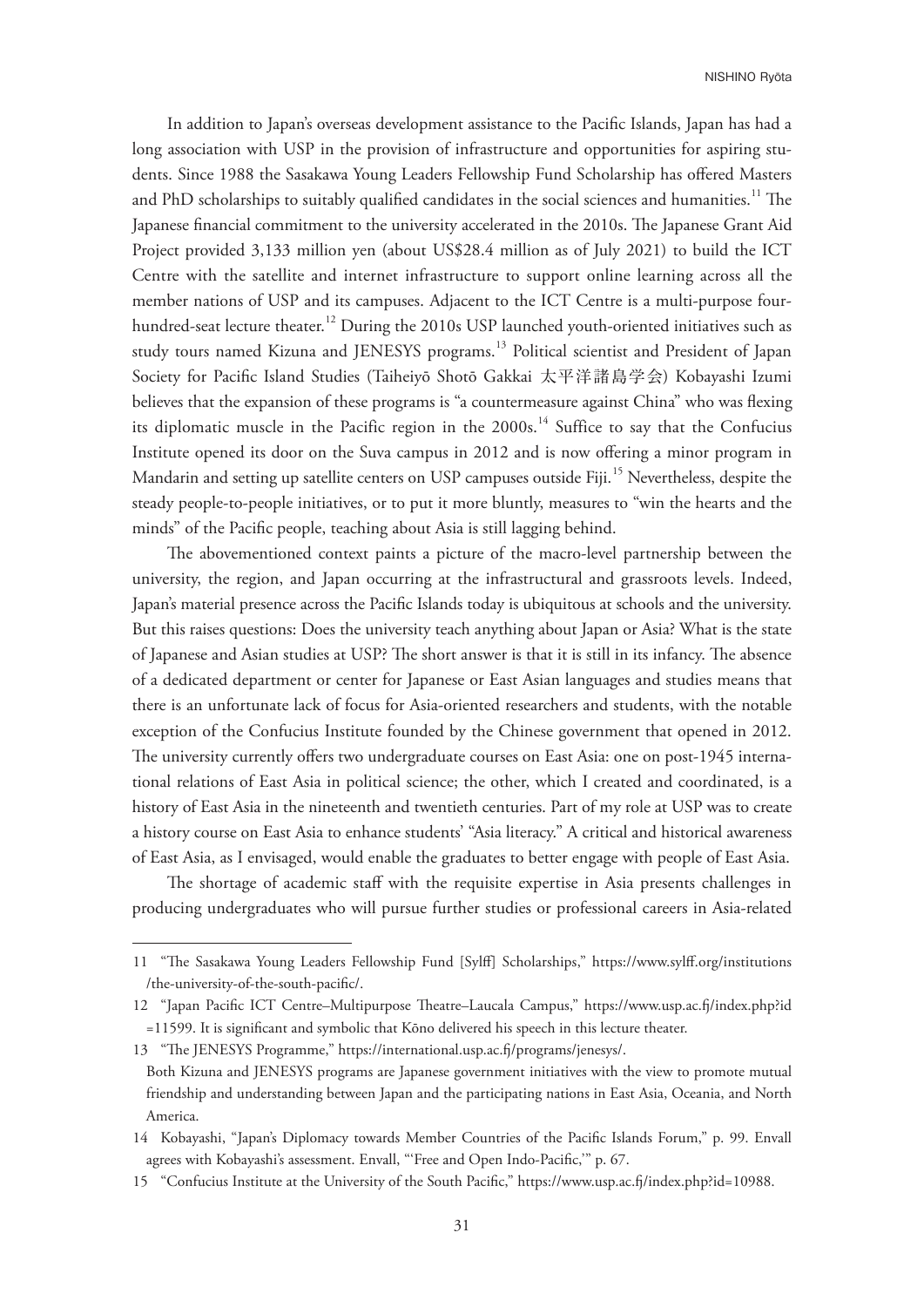In addition to Japan's overseas development assistance to the Pacific Islands, Japan has had a long association with USP in the provision of infrastructure and opportunities for aspiring students. Since 1988 the Sasakawa Young Leaders Fellowship Fund Scholarship has offered Masters and PhD scholarships to suitably qualified candidates in the social sciences and humanities.[11] The Japanese financial commitment to the university accelerated in the 2010s. The Japanese Grant Aid Project provided 3,133 million yen (about US$28.4 million as of July 2021) to build the ICT Centre with the satellite and internet infrastructure to support online learning across all the member nations of USP and its campuses. Adjacent to the ICT Centre is a multi-purpose four-hundred-seat lecture theater.[12] During the 2010s USP launched youth-oriented initiatives such as study tours named Kizuna and JENESYS programs.[13] Political scientist and President of Japan Society for Pacific Island Studies (Taiheiyō Shotō Gakkai 太平洋諸島学会) Kobayashi Izumi believes that the expansion of these programs is "a countermeasure against China" who was flexing its diplomatic muscle in the Pacific region in the 2000s.[14] Suffice to say that the Confucius Institute opened its door on the Suva campus in 2012 and is now offering a minor program in Mandarin and setting up satellite centers on USP campuses outside Fiji.[15] Nevertheless, despite the steady people-to-people initiatives, or to put it more bluntly, measures to "win the hearts and the minds" of the Pacific people, teaching about Asia is still lagging behind.

The abovementioned context paints a picture of the macro-level partnership between the university, the region, and Japan occurring at the infrastructural and grassroots levels. Indeed, Japan's material presence across the Pacific Islands today is ubiquitous at schools and the university. But this raises questions: Does the university teach anything about Japan or Asia? What is the state of Japanese and Asian studies at USP? The short answer is that it is still in its infancy. The absence of a dedicated department or center for Japanese or East Asian languages and studies means that there is an unfortunate lack of focus for Asia-oriented researchers and students, with the notable exception of the Confucius Institute founded by the Chinese government that opened in 2012. The university currently offers two undergraduate courses on East Asia: one on post-1945 international relations of East Asia in political science; the other, which I created and coordinated, is a history of East Asia in the nineteenth and twentieth centuries. Part of my role at USP was to create a history course on East Asia to enhance students' "Asia literacy." A critical and historical awareness of East Asia, as I envisaged, would enable the graduates to better engage with people of East Asia.

The shortage of academic staff with the requisite expertise in Asia presents challenges in producing undergraduates who will pursue further studies or professional careers in Asia-related

---

11 "The Sasakawa Young Leaders Fellowship Fund [Sylff] Scholarships," https://www.sylff.org/institutions/the-university-of-the-south-pacific/.

12 "Japan Pacific ICT Centre–Multipurpose Theatre–Laucala Campus," https://www.usp.ac.fj/index.php?id=11599. It is significant and symbolic that Kōno delivered his speech in this lecture theater.

13 "The JENESYS Programme," https://international.usp.ac.fj/programs/jenesys/.
Both Kizuna and JENESYS programs are Japanese government initiatives with the view to promote mutual friendship and understanding between Japan and the participating nations in East Asia, Oceania, and North America.

14 Kobayashi, "Japan's Diplomacy towards Member Countries of the Pacific Islands Forum," p. 99. Envall agrees with Kobayashi's assessment. Envall, "'Free and Open Indo-Pacific,'" p. 67.

15 "Confucius Institute at the University of the South Pacific," https://www.usp.ac.fj/index.php?id=10988.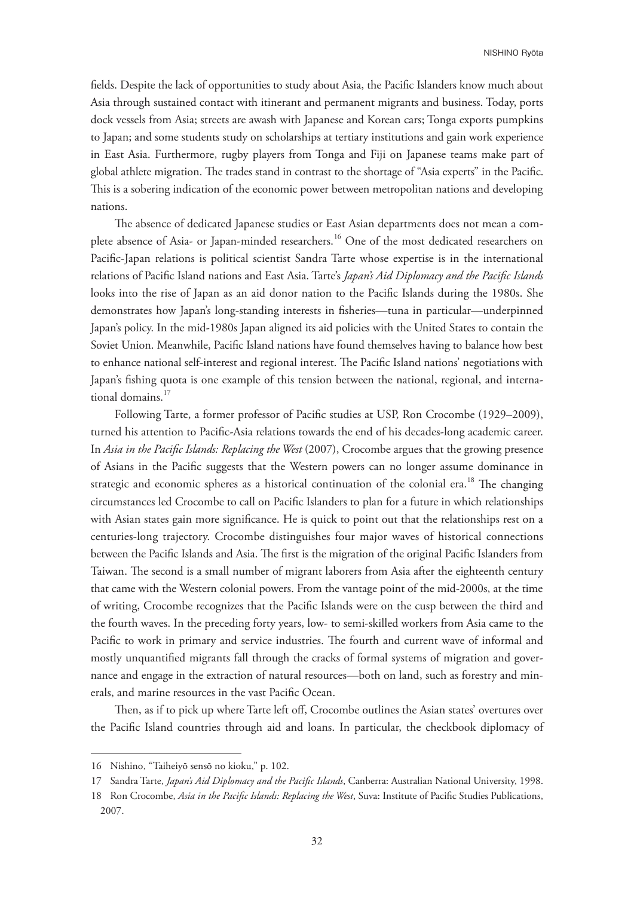fields. Despite the lack of opportunities to study about Asia, the Pacific Islanders know much about Asia through sustained contact with itinerant and permanent migrants and business. Today, ports dock vessels from Asia; streets are awash with Japanese and Korean cars; Tonga exports pumpkins to Japan; and some students study on scholarships at tertiary institutions and gain work experience in East Asia. Furthermore, rugby players from Tonga and Fiji on Japanese teams make part of global athlete migration. The trades stand in contrast to the shortage of "Asia experts" in the Pacific. This is a sobering indication of the economic power between metropolitan nations and developing nations.

The absence of dedicated Japanese studies or East Asian departments does not mean a complete absence of Asia- or Japan-minded researchers.[16] One of the most dedicated researchers on Pacific-Japan relations is political scientist Sandra Tarte whose expertise is in the international relations of Pacific Island nations and East Asia. Tarte's *Japan's Aid Diplomacy and the Pacific Islands* looks into the rise of Japan as an aid donor nation to the Pacific Islands during the 1980s. She demonstrates how Japan's long-standing interests in fisheries—tuna in particular—underpinned Japan's policy. In the mid-1980s Japan aligned its aid policies with the United States to contain the Soviet Union. Meanwhile, Pacific Island nations have found themselves having to balance how best to enhance national self-interest and regional interest. The Pacific Island nations' negotiations with Japan's fishing quota is one example of this tension between the national, regional, and international domains.[17]

Following Tarte, a former professor of Pacific studies at USP, Ron Crocombe (1929–2009), turned his attention to Pacific-Asia relations towards the end of his decades-long academic career. In *Asia in the Pacific Islands: Replacing the West* (2007), Crocombe argues that the growing presence of Asians in the Pacific suggests that the Western powers can no longer assume dominance in strategic and economic spheres as a historical continuation of the colonial era.[18] The changing circumstances led Crocombe to call on Pacific Islanders to plan for a future in which relationships with Asian states gain more significance. He is quick to point out that the relationships rest on a centuries-long trajectory. Crocombe distinguishes four major waves of historical connections between the Pacific Islands and Asia. The first is the migration of the original Pacific Islanders from Taiwan. The second is a small number of migrant laborers from Asia after the eighteenth century that came with the Western colonial powers. From the vantage point of the mid-2000s, at the time of writing, Crocombe recognizes that the Pacific Islands were on the cusp between the third and the fourth waves. In the preceding forty years, low- to semi-skilled workers from Asia came to the Pacific to work in primary and service industries. The fourth and current wave of informal and mostly unquantified migrants fall through the cracks of formal systems of migration and governance and engage in the extraction of natural resources—both on land, such as forestry and minerals, and marine resources in the vast Pacific Ocean.

Then, as if to pick up where Tarte left off, Crocombe outlines the Asian states' overtures over the Pacific Island countries through aid and loans. In particular, the checkbook diplomacy of

---

16 Nishino, "Taiheiyō sensō no kioku," p. 102.

17 Sandra Tarte, *Japan's Aid Diplomacy and the Pacific Islands*, Canberra: Australian National University, 1998.

18 Ron Crocombe, *Asia in the Pacific Islands: Replacing the West*, Suva: Institute of Pacific Studies Publications, 2007.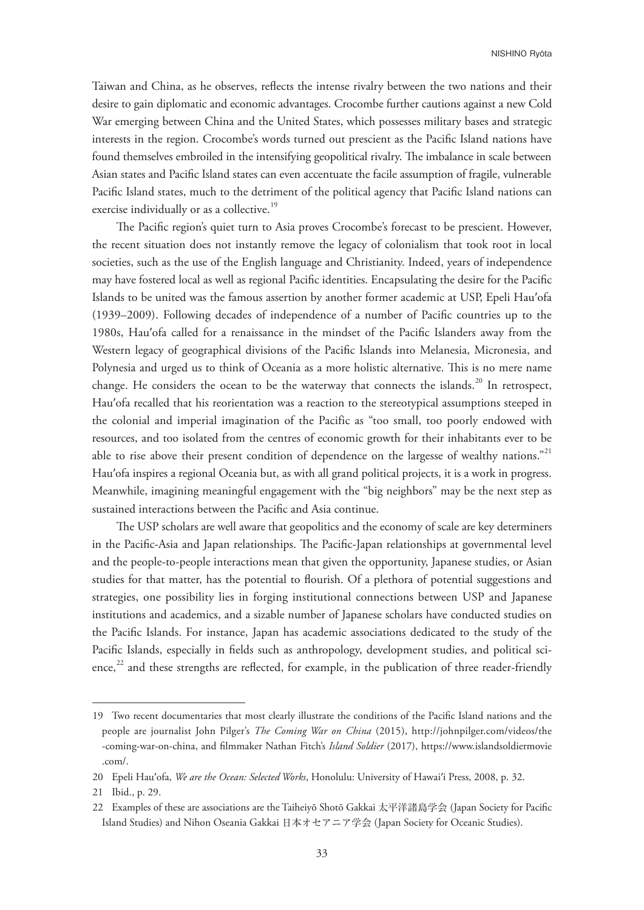Taiwan and China, as he observes, reflects the intense rivalry between the two nations and their desire to gain diplomatic and economic advantages. Crocombe further cautions against a new Cold War emerging between China and the United States, which possesses military bases and strategic interests in the region. Crocombe's words turned out prescient as the Pacific Island nations have found themselves embroiled in the intensifying geopolitical rivalry. The imbalance in scale between Asian states and Pacific Island states can even accentuate the facile assumption of fragile, vulnerable Pacific Island states, much to the detriment of the political agency that Pacific Island nations can exercise individually or as a collective.[19]

The Pacific region's quiet turn to Asia proves Crocombe's forecast to be prescient. However, the recent situation does not instantly remove the legacy of colonialism that took root in local societies, such as the use of the English language and Christianity. Indeed, years of independence may have fostered local as well as regional Pacific identities. Encapsulating the desire for the Pacific Islands to be united was the famous assertion by another former academic at USP, Epeli Hau′ofa (1939–2009). Following decades of independence of a number of Pacific countries up to the 1980s, Hau′ofa called for a renaissance in the mindset of the Pacific Islanders away from the Western legacy of geographical divisions of the Pacific Islands into Melanesia, Micronesia, and Polynesia and urged us to think of Oceania as a more holistic alternative. This is no mere name change. He considers the ocean to be the waterway that connects the islands.[20] In retrospect, Hau′ofa recalled that his reorientation was a reaction to the stereotypical assumptions steeped in the colonial and imperial imagination of the Pacific as "too small, too poorly endowed with resources, and too isolated from the centres of economic growth for their inhabitants ever to be able to rise above their present condition of dependence on the largesse of wealthy nations."[21] Hau′ofa inspires a regional Oceania but, as with all grand political projects, it is a work in progress. Meanwhile, imagining meaningful engagement with the "big neighbors" may be the next step as sustained interactions between the Pacific and Asia continue.

The USP scholars are well aware that geopolitics and the economy of scale are key determiners in the Pacific-Asia and Japan relationships. The Pacific-Japan relationships at governmental level and the people-to-people interactions mean that given the opportunity, Japanese studies, or Asian studies for that matter, has the potential to flourish. Of a plethora of potential suggestions and strategies, one possibility lies in forging institutional connections between USP and Japanese institutions and academics, and a sizable number of Japanese scholars have conducted studies on the Pacific Islands. For instance, Japan has academic associations dedicated to the study of the Pacific Islands, especially in fields such as anthropology, development studies, and political science,[22] and these strengths are reflected, for example, in the publication of three reader-friendly

---

19 Two recent documentaries that most clearly illustrate the conditions of the Pacific Island nations and the people are journalist John Pilger's *The Coming War on China* (2015), http://johnpilger.com/videos/the-coming-war-on-china, and filmmaker Nathan Fitch's *Island Soldier* (2017), https://www.islandsoldiermovie.com/.

20 Epeli Hau′ofa, *We are the Ocean: Selected Works*, Honolulu: University of Hawai′i Press, 2008, p. 32.

21 Ibid., p. 29.

22 Examples of these are associations are the Taiheiyō Shotō Gakkai 太平洋諸島学会 (Japan Society for Pacific Island Studies) and Nihon Oseania Gakkai 日本オセアニア学会 (Japan Society for Oceanic Studies).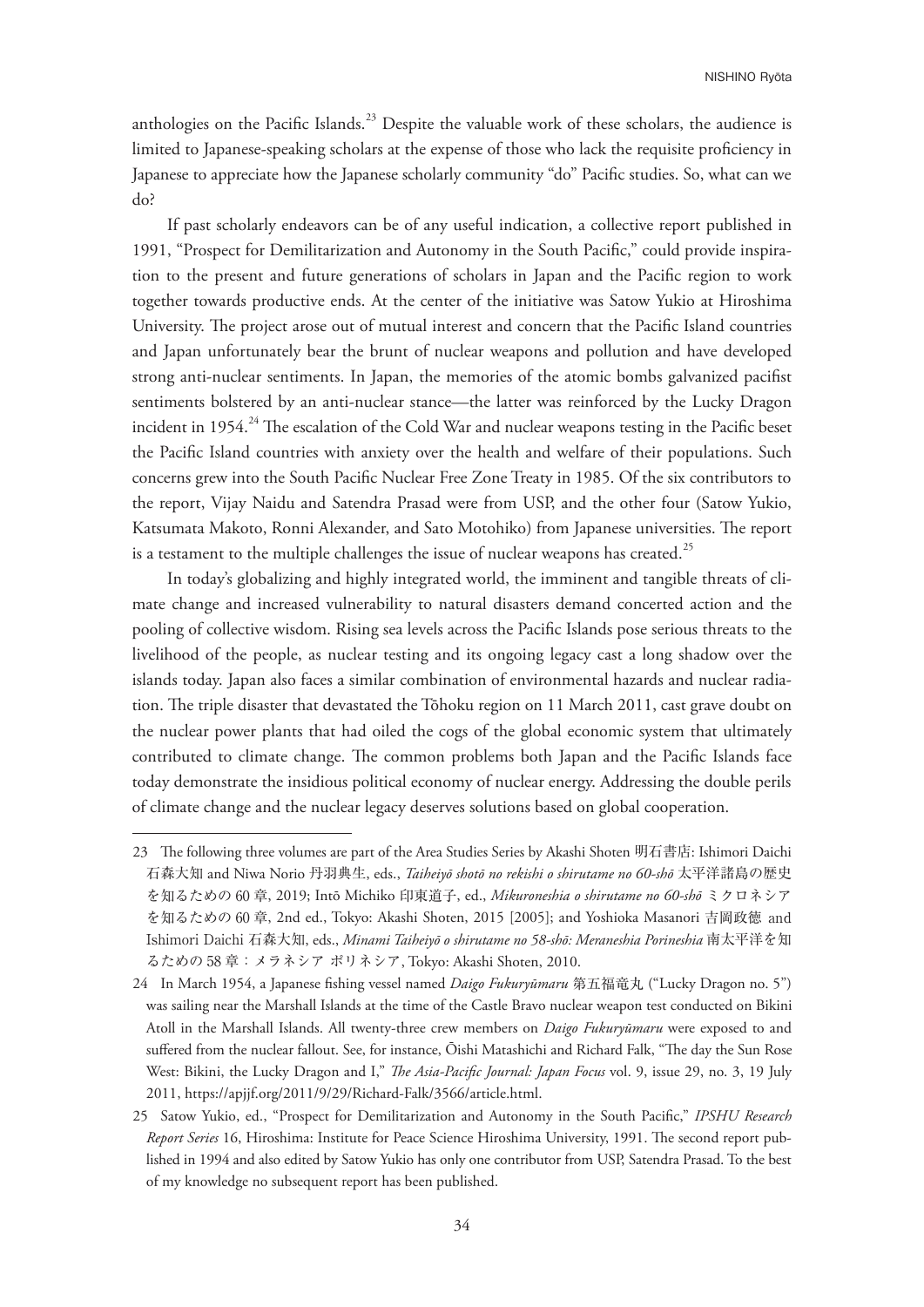anthologies on the Pacific Islands.[23] Despite the valuable work of these scholars, the audience is limited to Japanese-speaking scholars at the expense of those who lack the requisite proficiency in Japanese to appreciate how the Japanese scholarly community "do" Pacific studies. So, what can we do?

If past scholarly endeavors can be of any useful indication, a collective report published in 1991, "Prospect for Demilitarization and Autonomy in the South Pacific," could provide inspiration to the present and future generations of scholars in Japan and the Pacific region to work together towards productive ends. At the center of the initiative was Satow Yukio at Hiroshima University. The project arose out of mutual interest and concern that the Pacific Island countries and Japan unfortunately bear the brunt of nuclear weapons and pollution and have developed strong anti-nuclear sentiments. In Japan, the memories of the atomic bombs galvanized pacifist sentiments bolstered by an anti-nuclear stance—the latter was reinforced by the Lucky Dragon incident in 1954.[24] The escalation of the Cold War and nuclear weapons testing in the Pacific beset the Pacific Island countries with anxiety over the health and welfare of their populations. Such concerns grew into the South Pacific Nuclear Free Zone Treaty in 1985. Of the six contributors to the report, Vijay Naidu and Satendra Prasad were from USP, and the other four (Satow Yukio, Katsumata Makoto, Ronni Alexander, and Sato Motohiko) from Japanese universities. The report is a testament to the multiple challenges the issue of nuclear weapons has created.[25]

In today's globalizing and highly integrated world, the imminent and tangible threats of climate change and increased vulnerability to natural disasters demand concerted action and the pooling of collective wisdom. Rising sea levels across the Pacific Islands pose serious threats to the livelihood of the people, as nuclear testing and its ongoing legacy cast a long shadow over the islands today. Japan also faces a similar combination of environmental hazards and nuclear radiation. The triple disaster that devastated the Tōhoku region on 11 March 2011, cast grave doubt on the nuclear power plants that had oiled the cogs of the global economic system that ultimately contributed to climate change. The common problems both Japan and the Pacific Islands face today demonstrate the insidious political economy of nuclear energy. Addressing the double perils of climate change and the nuclear legacy deserves solutions based on global cooperation.

---

23 The following three volumes are part of the Area Studies Series by Akashi Shoten 明石書店: Ishimori Daichi 石森大知 and Niwa Norio 丹羽典生, eds., *Taiheiyō shotō no rekishi o shirutame no 60-shō* 太平洋諸島の歴史を知るための 60 章, 2019; Intō Michiko 印東道子, ed., *Mikuroneshia o shirutame no 60-shō* ミクロネシアを知るための 60 章, 2nd ed., Tokyo: Akashi Shoten, 2015 [2005]; and Yoshioka Masanori 吉岡政徳 and Ishimori Daichi 石森大知, eds., *Minami Taiheiyō o shirutame no 58-shō: Meraneshia Porineshia* 南太平洋を知るための 58 章：メラネシア ポリネシア, Tokyo: Akashi Shoten, 2010.

24 In March 1954, a Japanese fishing vessel named *Daigo Fukuryūmaru* 第五福竜丸 ("Lucky Dragon no. 5") was sailing near the Marshall Islands at the time of the Castle Bravo nuclear weapon test conducted on Bikini Atoll in the Marshall Islands. All twenty-three crew members on *Daigo Fukuryūmaru* were exposed to and suffered from the nuclear fallout. See, for instance, Ōishi Matashichi and Richard Falk, "The day the Sun Rose West: Bikini, the Lucky Dragon and I," *The Asia-Pacific Journal: Japan Focus* vol. 9, issue 29, no. 3, 19 July 2011, https://apjjf.org/2011/9/29/Richard-Falk/3566/article.html.

25 Satow Yukio, ed., "Prospect for Demilitarization and Autonomy in the South Pacific," *IPSHU Research Report Series* 16, Hiroshima: Institute for Peace Science Hiroshima University, 1991. The second report published in 1994 and also edited by Satow Yukio has only one contributor from USP, Satendra Prasad. To the best of my knowledge no subsequent report has been published.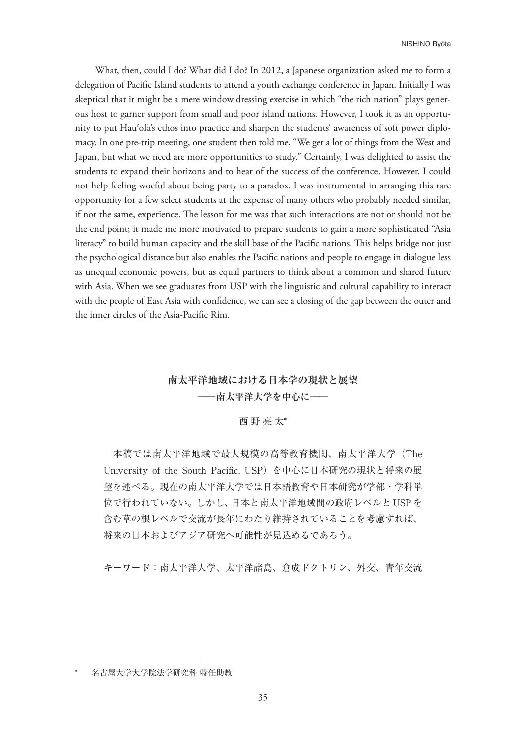What, then, could I do? What did I do? In 2012, a Japanese organization asked me to form a delegation of Pacific Island students to attend a youth exchange conference in Japan. Initially I was skeptical that it might be a mere window dressing exercise in which "the rich nation" plays generous host to garner support from small and poor island nations. However, I took it as an opportunity to put Hau'ofa's ethos into practice and sharpen the students' awareness of soft power diplomacy. In one pre-trip meeting, one student then told me, "We get a lot of things from the West and Japan, but what we need are more opportunities to study." Certainly, I was delighted to assist the students to expand their horizons and to hear of the success of the conference. However, I could not help feeling woeful about being party to a paradox. I was instrumental in arranging this rare opportunity for a few select students at the expense of many others who probably needed similar, if not the same, experience. The lesson for me was that such interactions are not or should not be the end point; it made me more motivated to prepare students to gain a more sophisticated "Asia literacy" to build human capacity and the skill base of the Pacific nations. This helps bridge not just the psychological distance but also enables the Pacific nations and people to engage in dialogue less as unequal economic powers, but as equal partners to think about a common and shared future with Asia. When we see graduates from USP with the linguistic and cultural capability to interact with the people of East Asia with confidence, we can see a closing of the gap between the outer and the inner circles of the Asia-Pacific Rim.

## 南太平洋地域における日本学の現状と展望
### ――南太平洋大学を中心に――

西野亮太*

本稿では南太平洋地域で最大規模の高等教育機関、南太平洋大学（The University of the South Pacific, USP）を中心に日本研究の現状と将来の展望を述べる。現在の南太平洋大学では日本語教育や日本研究が学部・学科単位で行われていない。しかし、日本と南太平洋地域間の政府レベルとUSPを含む草の根レベルで交流が長年にわたり維持されていることを考慮すれば、将来の日本およびアジア研究へ可能性が見込めるであろう。

**キーワード**：南太平洋大学、太平洋諸島、倉成ドクトリン、外交、青年交流

---

\* 名古屋大学大学院法学研究科 特任助教